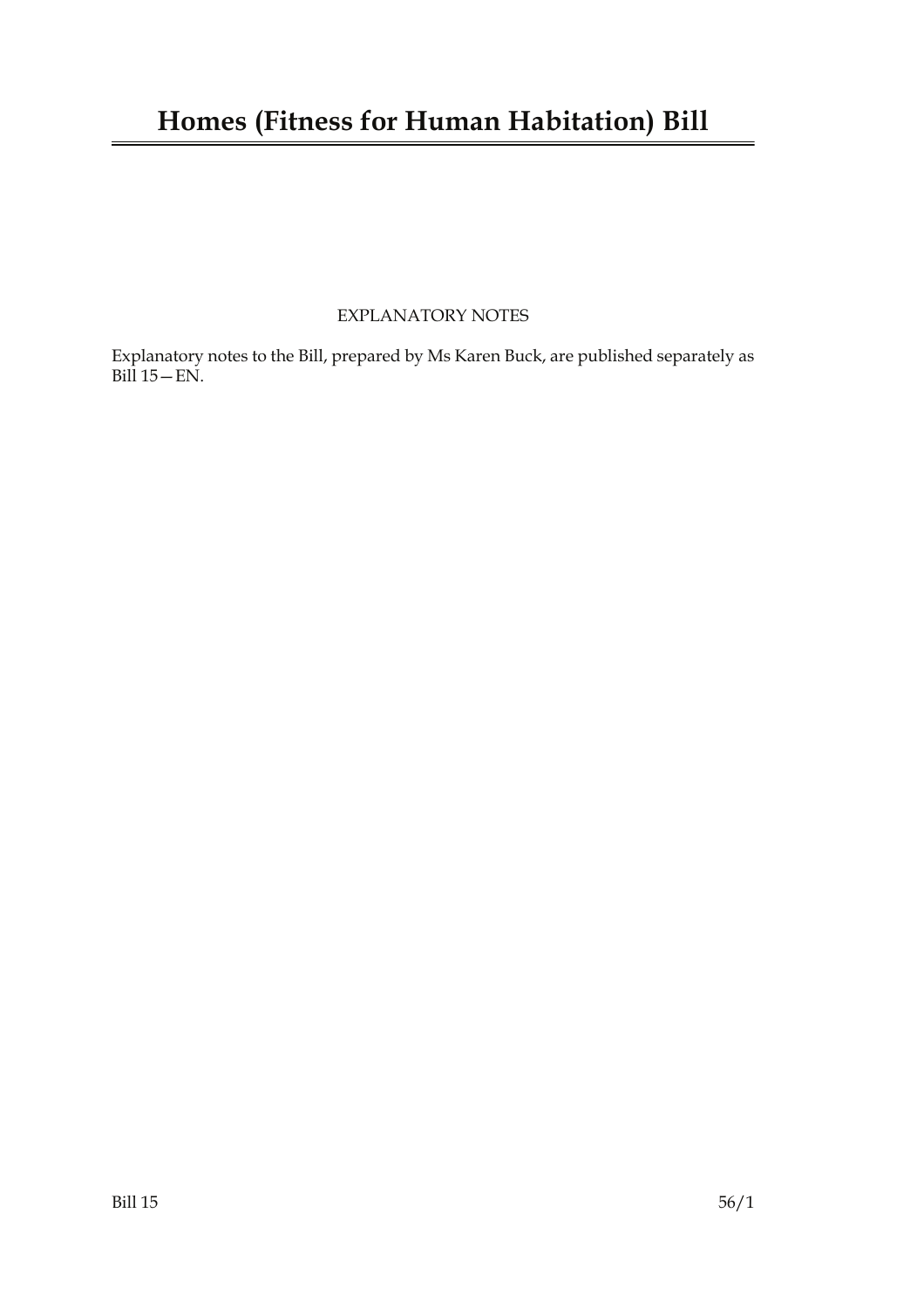# Homes (Fitness for Human Habitation) Bill

EXPLANATORY NOTES

Explanatory notes to the Bill, prepared by Ms Karen Buck, are published separately as Bill 15—EN.

Bill 15 56/1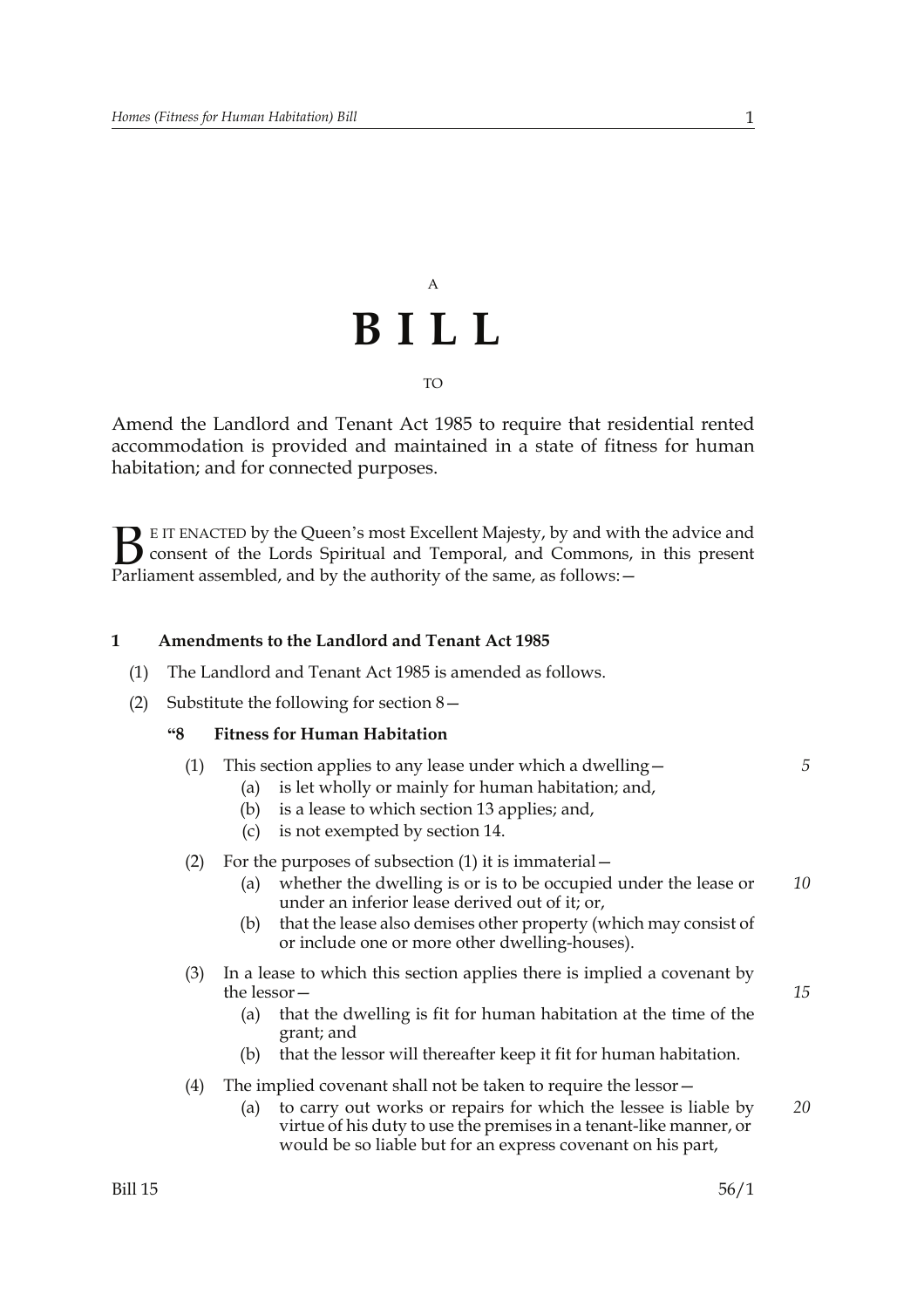A

# B I L L

TO

Amend the Landlord and Tenant Act 1985 to require that residential rented accommodation is provided and maintained in a state of fitness for human habitation; and for connected purposes.

BE IT ENACTED by the Queen's most Excellent Majesty, by and with the advice and consent of the Lords Spiritual and Temporal, and Commons, in this present Parliament assembled, and by the authority of the same, as follows:—

## 1 Amendments to the Landlord and Tenant Act 1985

(1) The Landlord and Tenant Act 1985 is amended as follows.

(2) Substitute the following for section 8—

### "8 Fitness for Human Habitation

(1) This section applies to any lease under which a dwelling—

(a) is let wholly or mainly for human habitation; and,

(b) is a lease to which section 13 applies; and,

(c) is not exempted by section 14.

(2) For the purposes of subsection (1) it is immaterial—

(a) whether the dwelling is or is to be occupied under the lease or under an inferior lease derived out of it; or,

(b) that the lease also demises other property (which may consist of or include one or more other dwelling-houses).

(3) In a lease to which this section applies there is implied a covenant by the lessor—

(a) that the dwelling is fit for human habitation at the time of the grant; and

(b) that the lessor will thereafter keep it fit for human habitation.

(4) The implied covenant shall not be taken to require the lessor—

(a) to carry out works or repairs for which the lessee is liable by virtue of his duty to use the premises in a tenant-like manner, or would be so liable but for an express covenant on his part,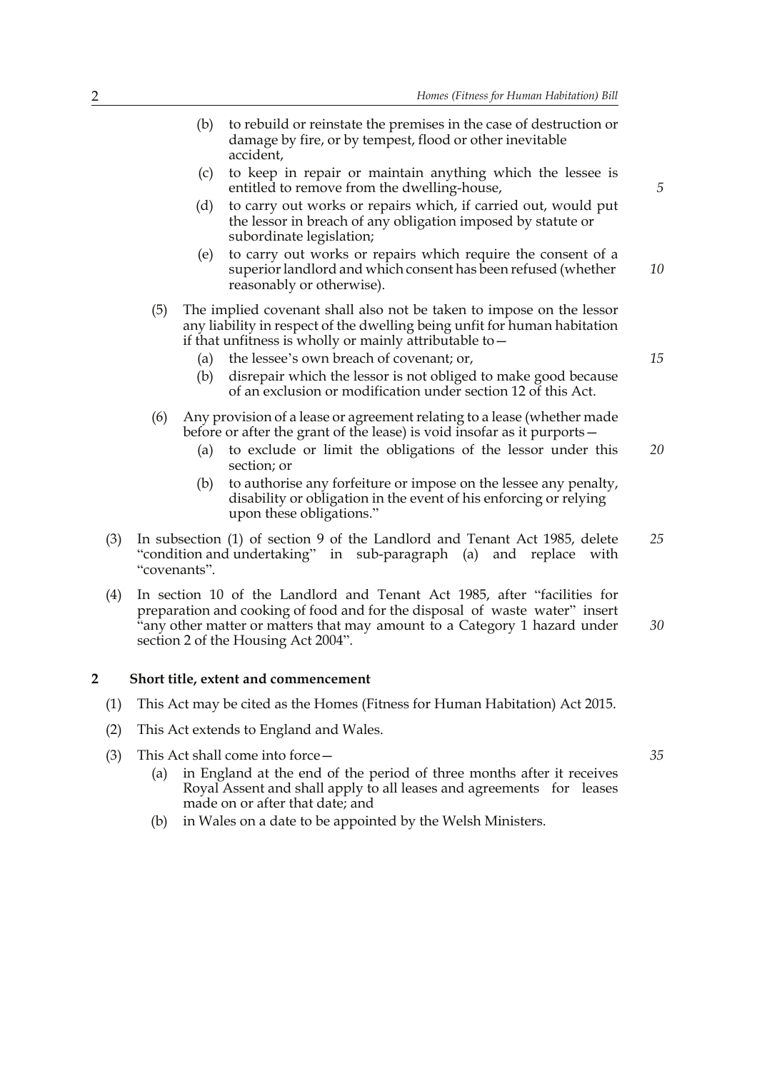(b) to rebuild or reinstate the premises in the case of destruction or damage by fire, or by tempest, flood or other inevitable accident,

(c) to keep in repair or maintain anything which the lessee is entitled to remove from the dwelling-house,

(d) to carry out works or repairs which, if carried out, would put the lessor in breach of any obligation imposed by statute or subordinate legislation;

(e) to carry out works or repairs which require the consent of a superior landlord and which consent has been refused (whether reasonably or otherwise).

(5) The implied covenant shall also not be taken to impose on the lessor any liability in respect of the dwelling being unfit for human habitation if that unfitness is wholly or mainly attributable to—

(a) the lessee's own breach of covenant; or,

(b) disrepair which the lessor is not obliged to make good because of an exclusion or modification under section 12 of this Act.

(6) Any provision of a lease or agreement relating to a lease (whether made before or after the grant of the lease) is void insofar as it purports—

(a) to exclude or limit the obligations of the lessor under this section; or

(b) to authorise any forfeiture or impose on the lessee any penalty, disability or obligation in the event of his enforcing or relying upon these obligations."

(3) In subsection (1) of section 9 of the Landlord and Tenant Act 1985, delete "condition and undertaking" in sub-paragraph (a) and replace with "covenants".

(4) In section 10 of the Landlord and Tenant Act 1985, after "facilities for preparation and cooking of food and for the disposal of waste water" insert "any other matter or matters that may amount to a Category 1 hazard under section 2 of the Housing Act 2004".

## 2 Short title, extent and commencement

(1) This Act may be cited as the Homes (Fitness for Human Habitation) Act 2015.

(2) This Act extends to England and Wales.

(3) This Act shall come into force—

(a) in England at the end of the period of three months after it receives Royal Assent and shall apply to all leases and agreements for leases made on or after that date; and

(b) in Wales on a date to be appointed by the Welsh Ministers.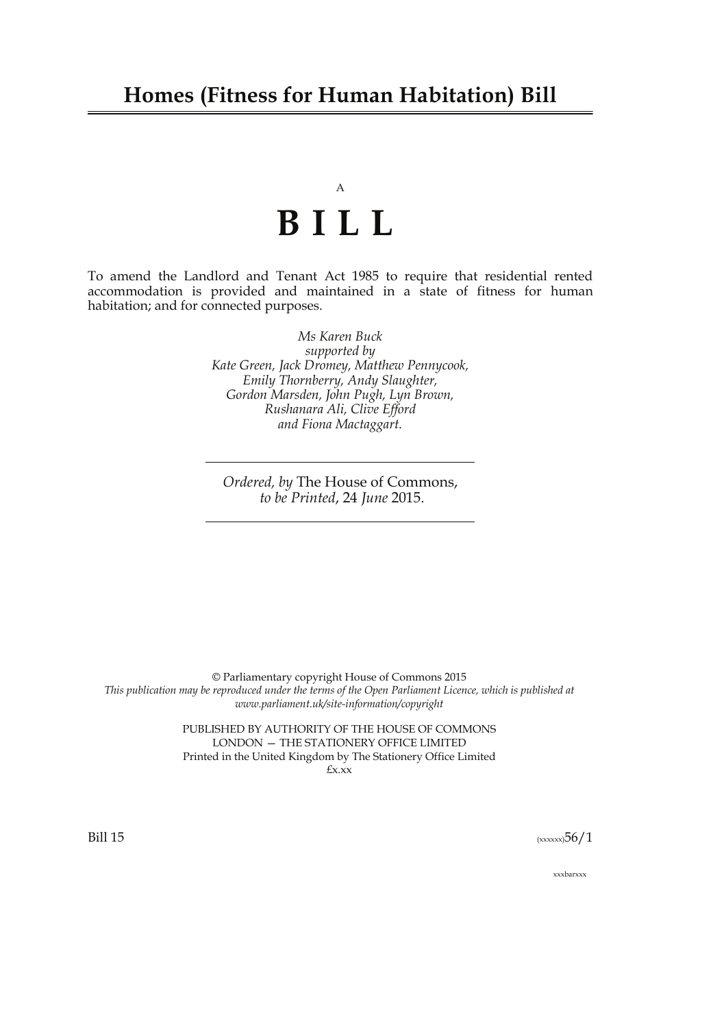# Homes (Fitness for Human Habitation) Bill

A

# B I L L

To amend the Landlord and Tenant Act 1985 to require that residential rented accommodation is provided and maintained in a state of fitness for human habitation; and for connected purposes.

*Ms Karen Buck*
*supported by*
*Kate Green, Jack Dromey, Matthew Pennycook,*
*Emily Thornberry, Andy Slaughter,*
*Gordon Marsden, John Pugh, Lyn Brown,*
*Rushanara Ali, Clive Efford*
*and Fiona Mactaggart.*

*Ordered, by* The House of Commons,
*to be Printed*, 24 *June* 2015.

© Parliamentary copyright House of Commons 2015
*This publication may be reproduced under the terms of the Open Parliament Licence, which is published at www.parliament.uk/site-information/copyright*

PUBLISHED BY AUTHORITY OF THE HOUSE OF COMMONS
LONDON — THE STATIONERY OFFICE LIMITED
Printed in the United Kingdom by The Stationery Office Limited
£x.xx

Bill 15 (xxxxxx)56/1

xxxbarxxx